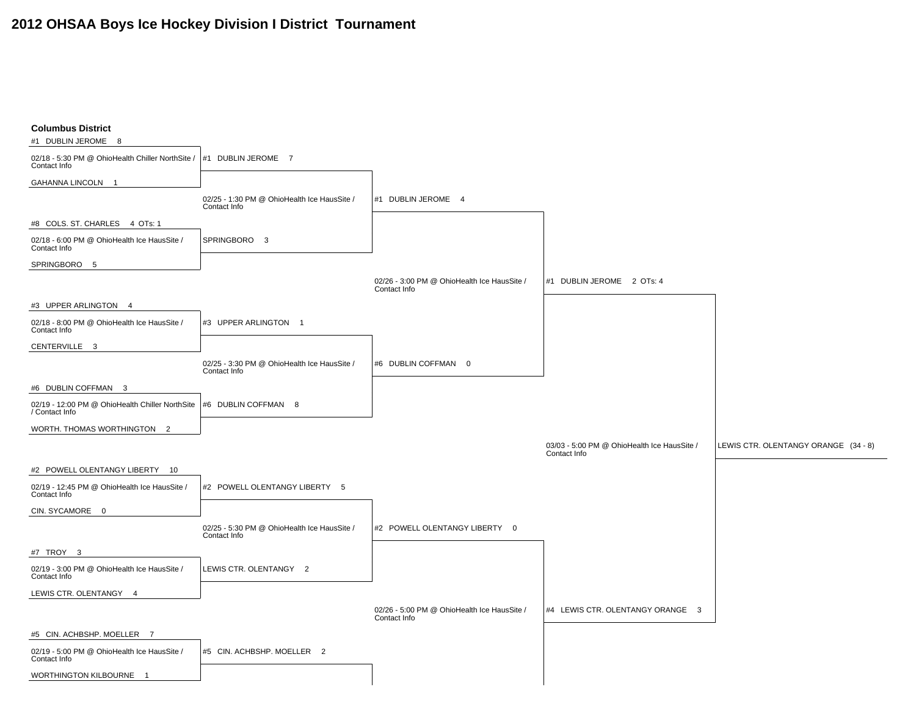# 2012 OHSAA Boys Ice Hockey Division I District Tournament

## Columbus District

### First Round

#1 DUBLIN JEROME 8
02/18 - 5:30 PM @ OhioHealth Chiller NorthSite / Contact Info
GAHANNA LINCOLN 1

#8 COLS. ST. CHARLES 4 OTs: 1
02/18 - 6:00 PM @ OhioHealth Ice HausSite / Contact Info
SPRINGBORO 5

#3 UPPER ARLINGTON 4
02/18 - 8:00 PM @ OhioHealth Ice HausSite / Contact Info
CENTERVILLE 3

#6 DUBLIN COFFMAN 3
02/19 - 12:00 PM @ OhioHealth Chiller NorthSite / Contact Info
WORTH. THOMAS WORTHINGTON 2

#2 POWELL OLENTANGY LIBERTY 10
02/19 - 12:45 PM @ OhioHealth Ice HausSite / Contact Info
CIN. SYCAMORE 0

#7 TROY 3
02/19 - 3:00 PM @ OhioHealth Ice HausSite / Contact Info
LEWIS CTR. OLENTANGY 4

#5 CIN. ACHBSHP. MOELLER 7
02/19 - 5:00 PM @ OhioHealth Ice HausSite / Contact Info
WORTHINGTON KILBOURNE 1

### Second Round

#1 DUBLIN JEROME 7
02/25 - 1:30 PM @ OhioHealth Ice HausSite / Contact Info
SPRINGBORO 3

#3 UPPER ARLINGTON 1
02/25 - 3:30 PM @ OhioHealth Ice HausSite / Contact Info
#6 DUBLIN COFFMAN 8

#2 POWELL OLENTANGY LIBERTY 5
02/25 - 5:30 PM @ OhioHealth Ice HausSite / Contact Info
LEWIS CTR. OLENTANGY 2

#5 CIN. ACHBSHP. MOELLER 2

### Third Round

#1 DUBLIN JEROME 4
02/26 - 3:00 PM @ OhioHealth Ice HausSite / Contact Info
#6 DUBLIN COFFMAN 0

#2 POWELL OLENTANGY LIBERTY 0
02/26 - 5:00 PM @ OhioHealth Ice HausSite / Contact Info

### District Final

#1 DUBLIN JEROME 2 OTs: 4
03/03 - 5:00 PM @ OhioHealth Ice HausSite / Contact Info
#4 LEWIS CTR. OLENTANGY ORANGE 3

### Champion

LEWIS CTR. OLENTANGY ORANGE (34 - 8)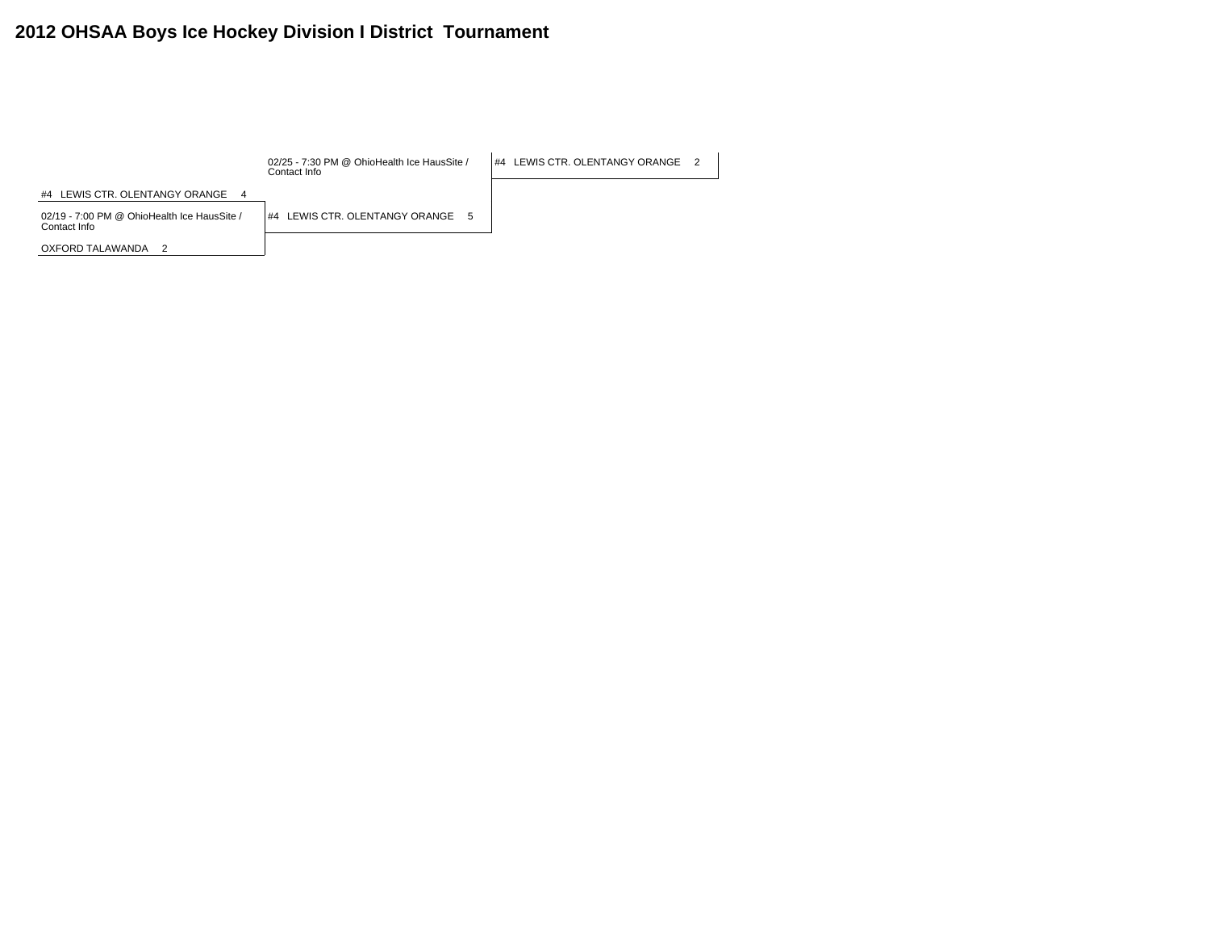# 2012 OHSAA Boys Ice Hockey Division I District  Tournament

#4   LEWIS CTR. OLENTANGY ORANGE     4

02/19 - 7:00 PM @ OhioHealth Ice HausSite / Contact Info

OXFORD TALAWANDA     2

02/25 - 7:30 PM @ OhioHealth Ice HausSite / Contact Info

#4   LEWIS CTR. OLENTANGY ORANGE     5

#4   LEWIS CTR. OLENTANGY ORANGE     2